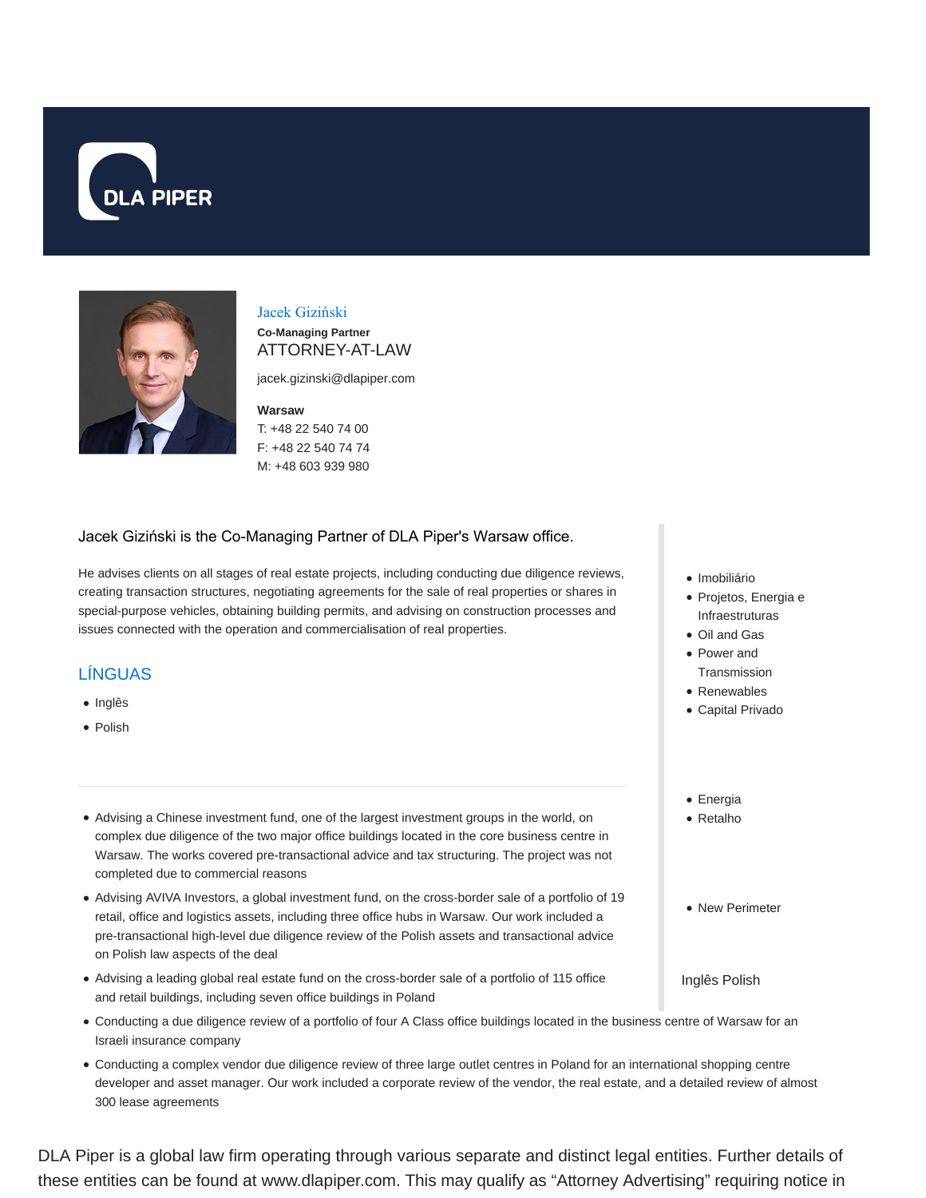DLA PIPER

Jacek Giziński

**Co-Managing Partner**

ATTORNEY-AT-LAW

jacek.gizinski@dlapiper.com

**Warsaw**

T: +48 22 540 74 00

F: +48 22 540 74 74

M: +48 603 939 980

Jacek Giziński is the Co-Managing Partner of DLA Piper's Warsaw office.

He advises clients on all stages of real estate projects, including conducting due diligence reviews, creating transaction structures, negotiating agreements for the sale of real properties or shares in special-purpose vehicles, obtaining building permits, and advising on construction processes and issues connected with the operation and commercialisation of real properties.

## LÍNGUAS

- Inglês
- Polish

- Advising a Chinese investment fund, one of the largest investment groups in the world, on complex due diligence of the two major office buildings located in the core business centre in Warsaw. The works covered pre-transactional advice and tax structuring. The project was not completed due to commercial reasons
- Advising AVIVA Investors, a global investment fund, on the cross-border sale of a portfolio of 19 retail, office and logistics assets, including three office hubs in Warsaw. Our work included a pre-transactional high-level due diligence review of the Polish assets and transactional advice on Polish law aspects of the deal
- Advising a leading global real estate fund on the cross-border sale of a portfolio of 115 office and retail buildings, including seven office buildings in Poland
- Conducting a due diligence review of a portfolio of four A Class office buildings located in the business centre of Warsaw for an Israeli insurance company
- Conducting a complex vendor due diligence review of three large outlet centres in Poland for an international shopping centre developer and asset manager. Our work included a corporate review of the vendor, the real estate, and a detailed review of almost 300 lease agreements

- Imobiliário
- Projetos, Energia e Infraestruturas
- Oil and Gas
- Power and Transmission
- Renewables
- Capital Privado

- Energia
- Retalho

- New Perimeter

Inglês Polish

DLA Piper is a global law firm operating through various separate and distinct legal entities. Further details of these entities can be found at www.dlapiper.com. This may qualify as “Attorney Advertising” requiring notice in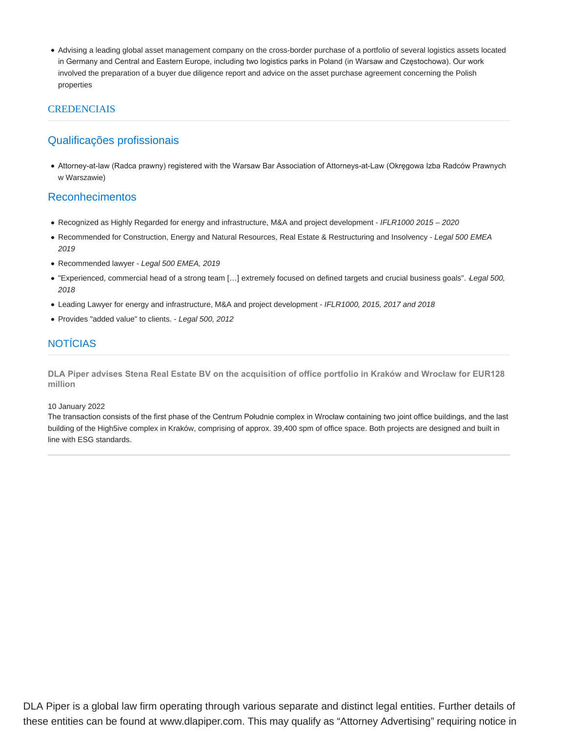- Advising a leading global asset management company on the cross-border purchase of a portfolio of several logistics assets located in Germany and Central and Eastern Europe, including two logistics parks in Poland (in Warsaw and Częstochowa). Our work involved the preparation of a buyer due diligence report and advice on the asset purchase agreement concerning the Polish properties

## CREDENCIAIS

### Qualificações profissionais

- Attorney-at-law (Radca prawny) registered with the Warsaw Bar Association of Attorneys-at-Law (Okręgowa Izba Radców Prawnych w Warszawie)

### Reconhecimentos

- Recognized as Highly Regarded for energy and infrastructure, M&A and project development - *IFLR1000 2015 – 2020*
- Recommended for Construction, Energy and Natural Resources, Real Estate & Restructuring and Insolvency - *Legal 500 EMEA 2019*
- Recommended lawyer - *Legal 500 EMEA, 2019*
- "Experienced, commercial head of a strong team […] extremely focused on defined targets and crucial business goals". *Legal 500, 2018*
- Leading Lawyer for energy and infrastructure, M&A and project development - *IFLR1000, 2015, 2017 and 2018*
- Provides "added value" to clients. - *Legal 500, 2012*

## NOTÍCIAS

**DLA Piper advises Stena Real Estate BV on the acquisition of office portfolio in Kraków and Wrocław for EUR128 million**

10 January 2022

The transaction consists of the first phase of the Centrum Południe complex in Wrocław containing two joint office buildings, and the last building of the High5ive complex in Kraków, comprising of approx. 39,400 spm of office space. Both projects are designed and built in line with ESG standards.

DLA Piper is a global law firm operating through various separate and distinct legal entities. Further details of these entities can be found at www.dlapiper.com. This may qualify as "Attorney Advertising" requiring notice in